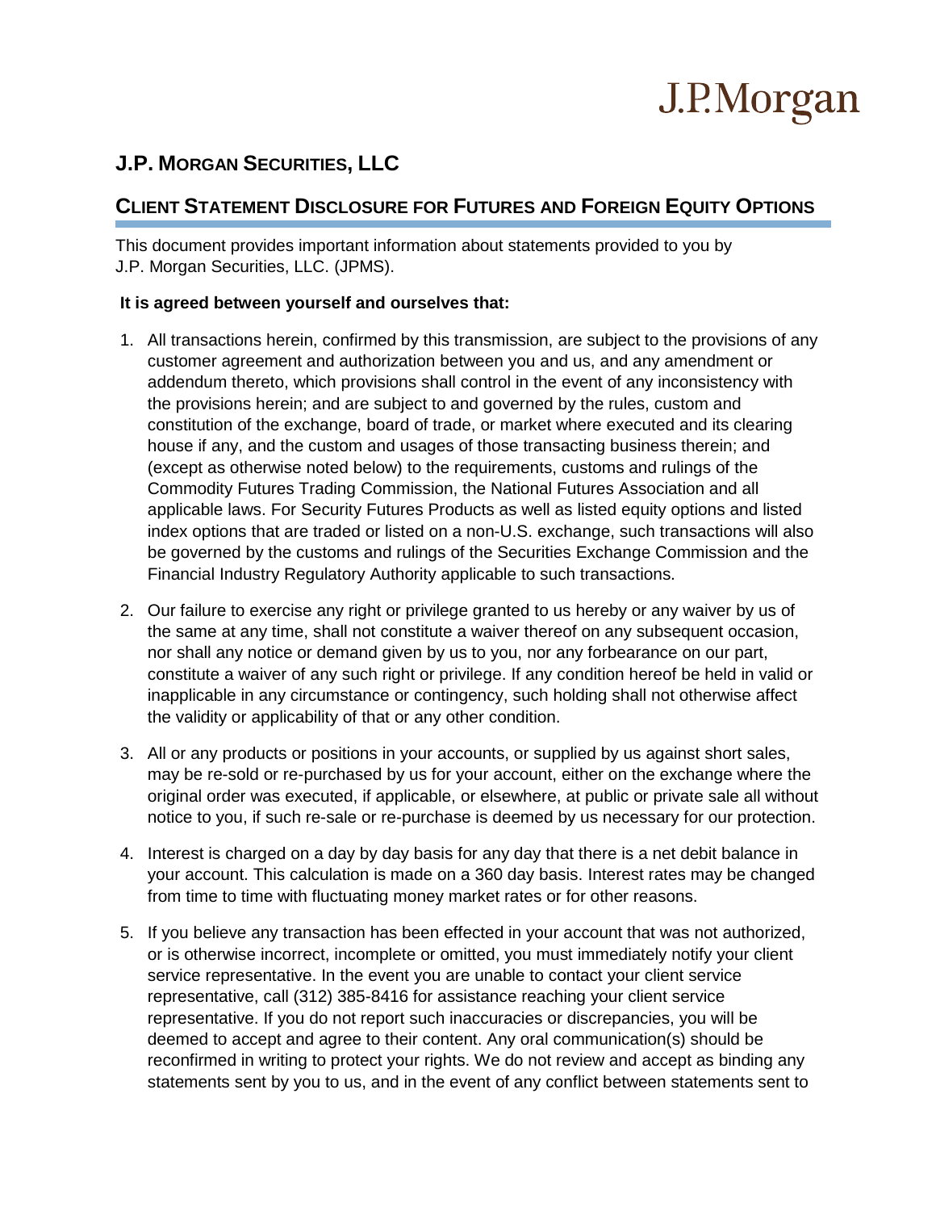J.P.Morgan

## J.P. MORGAN SECURITIES, LLC

## CLIENT STATEMENT DISCLOSURE FOR FUTURES AND FOREIGN EQUITY OPTIONS

This document provides important information about statements provided to you by J.P. Morgan Securities, LLC. (JPMS).

**It is agreed between yourself and ourselves that:**

1. All transactions herein, confirmed by this transmission, are subject to the provisions of any customer agreement and authorization between you and us, and any amendment or addendum thereto, which provisions shall control in the event of any inconsistency with the provisions herein; and are subject to and governed by the rules, custom and constitution of the exchange, board of trade, or market where executed and its clearing house if any, and the custom and usages of those transacting business therein; and (except as otherwise noted below) to the requirements, customs and rulings of the Commodity Futures Trading Commission, the National Futures Association and all applicable laws. For Security Futures Products as well as listed equity options and listed index options that are traded or listed on a non-U.S. exchange, such transactions will also be governed by the customs and rulings of the Securities Exchange Commission and the Financial Industry Regulatory Authority applicable to such transactions.

2. Our failure to exercise any right or privilege granted to us hereby or any waiver by us of the same at any time, shall not constitute a waiver thereof on any subsequent occasion, nor shall any notice or demand given by us to you, nor any forbearance on our part, constitute a waiver of any such right or privilege. If any condition hereof be held in valid or inapplicable in any circumstance or contingency, such holding shall not otherwise affect the validity or applicability of that or any other condition.

3. All or any products or positions in your accounts, or supplied by us against short sales, may be re-sold or re-purchased by us for your account, either on the exchange where the original order was executed, if applicable, or elsewhere, at public or private sale all without notice to you, if such re-sale or re-purchase is deemed by us necessary for our protection.

4. Interest is charged on a day by day basis for any day that there is a net debit balance in your account. This calculation is made on a 360 day basis. Interest rates may be changed from time to time with fluctuating money market rates or for other reasons.

5. If you believe any transaction has been effected in your account that was not authorized, or is otherwise incorrect, incomplete or omitted, you must immediately notify your client service representative. In the event you are unable to contact your client service representative, call (312) 385-8416 for assistance reaching your client service representative. If you do not report such inaccuracies or discrepancies, you will be deemed to accept and agree to their content. Any oral communication(s) should be reconfirmed in writing to protect your rights. We do not review and accept as binding any statements sent by you to us, and in the event of any conflict between statements sent to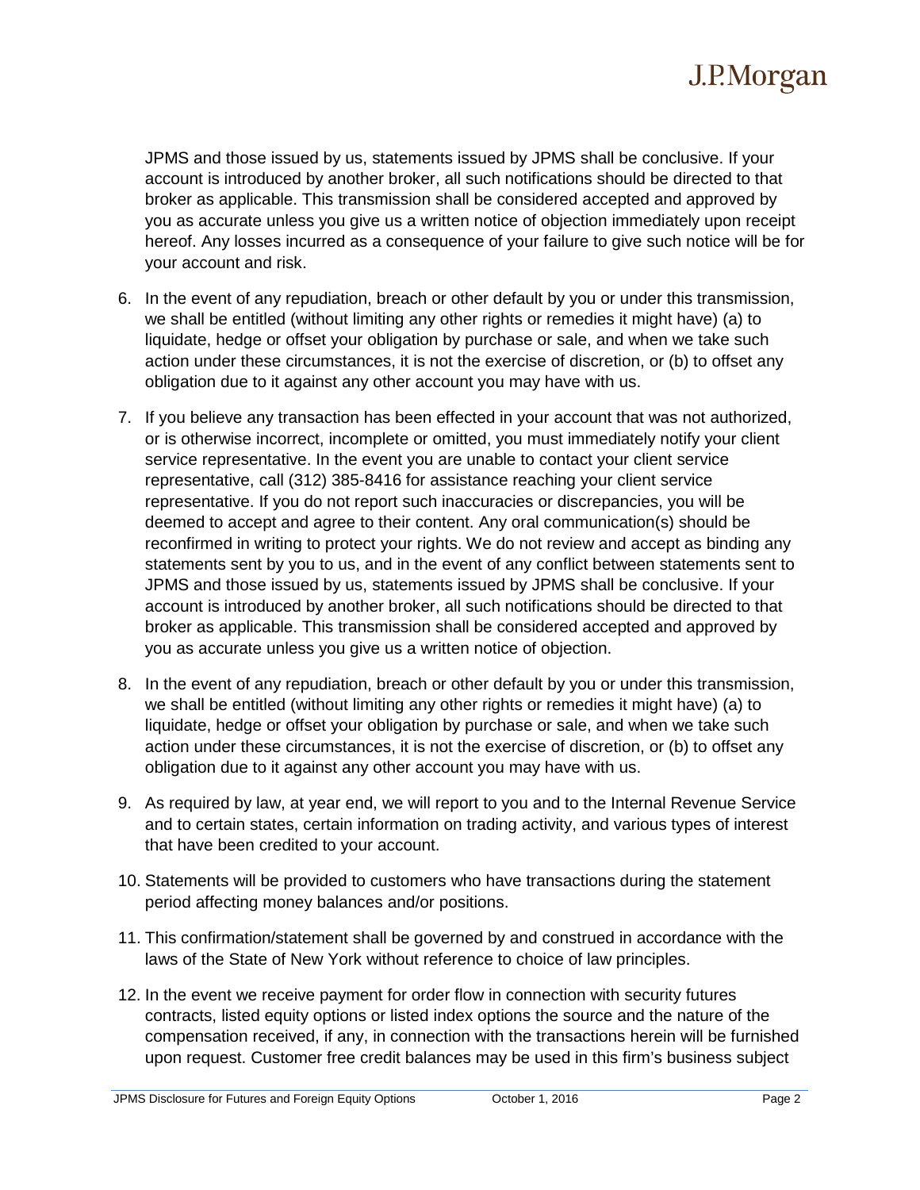JPMS and those issued by us, statements issued by JPMS shall be conclusive. If your account is introduced by another broker, all such notifications should be directed to that broker as applicable. This transmission shall be considered accepted and approved by you as accurate unless you give us a written notice of objection immediately upon receipt hereof. Any losses incurred as a consequence of your failure to give such notice will be for your account and risk.

6. In the event of any repudiation, breach or other default by you or under this transmission, we shall be entitled (without limiting any other rights or remedies it might have) (a) to liquidate, hedge or offset your obligation by purchase or sale, and when we take such action under these circumstances, it is not the exercise of discretion, or (b) to offset any obligation due to it against any other account you may have with us.

7. If you believe any transaction has been effected in your account that was not authorized, or is otherwise incorrect, incomplete or omitted, you must immediately notify your client service representative. In the event you are unable to contact your client service representative, call (312) 385-8416 for assistance reaching your client service representative. If you do not report such inaccuracies or discrepancies, you will be deemed to accept and agree to their content. Any oral communication(s) should be reconfirmed in writing to protect your rights. We do not review and accept as binding any statements sent by you to us, and in the event of any conflict between statements sent to JPMS and those issued by us, statements issued by JPMS shall be conclusive. If your account is introduced by another broker, all such notifications should be directed to that broker as applicable. This transmission shall be considered accepted and approved by you as accurate unless you give us a written notice of objection.

8. In the event of any repudiation, breach or other default by you or under this transmission, we shall be entitled (without limiting any other rights or remedies it might have) (a) to liquidate, hedge or offset your obligation by purchase or sale, and when we take such action under these circumstances, it is not the exercise of discretion, or (b) to offset any obligation due to it against any other account you may have with us.

9. As required by law, at year end, we will report to you and to the Internal Revenue Service and to certain states, certain information on trading activity, and various types of interest that have been credited to your account.

10. Statements will be provided to customers who have transactions during the statement period affecting money balances and/or positions.

11. This confirmation/statement shall be governed by and construed in accordance with the laws of the State of New York without reference to choice of law principles.

12. In the event we receive payment for order flow in connection with security futures contracts, listed equity options or listed index options the source and the nature of the compensation received, if any, in connection with the transactions herein will be furnished upon request. Customer free credit balances may be used in this firm's business subject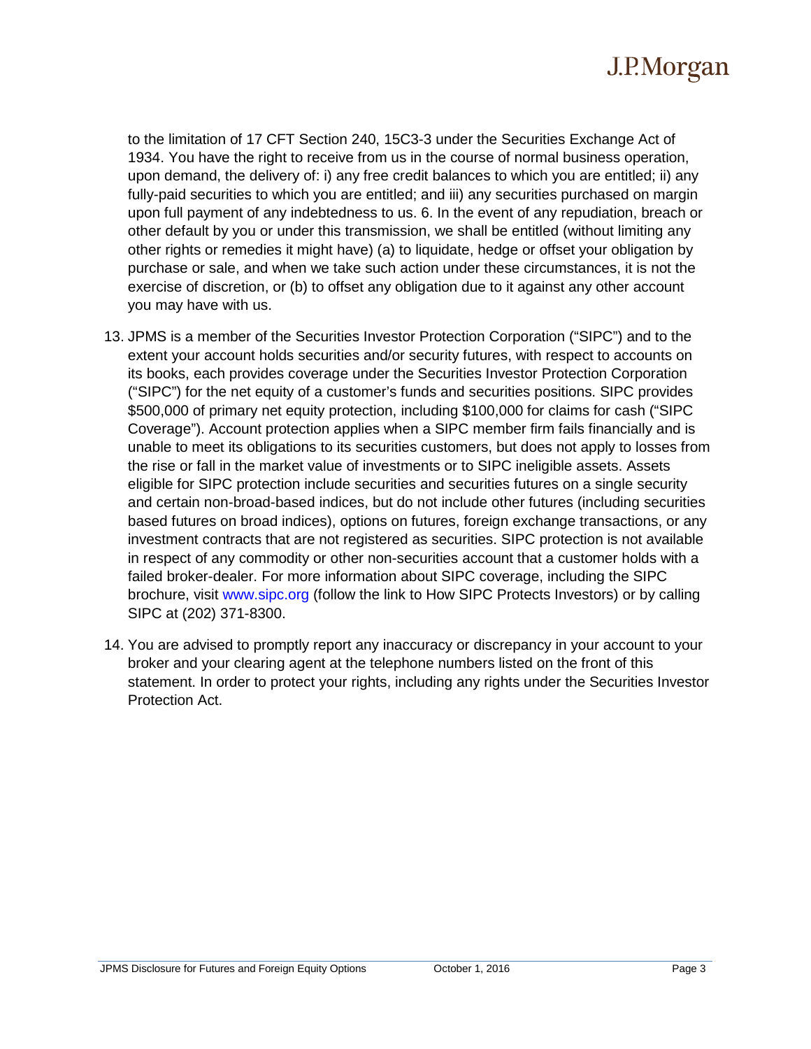to the limitation of 17 CFT Section 240, 15C3-3 under the Securities Exchange Act of 1934. You have the right to receive from us in the course of normal business operation, upon demand, the delivery of: i) any free credit balances to which you are entitled; ii) any fully-paid securities to which you are entitled; and iii) any securities purchased on margin upon full payment of any indebtedness to us. 6. In the event of any repudiation, breach or other default by you or under this transmission, we shall be entitled (without limiting any other rights or remedies it might have) (a) to liquidate, hedge or offset your obligation by purchase or sale, and when we take such action under these circumstances, it is not the exercise of discretion, or (b) to offset any obligation due to it against any other account you may have with us.

13. JPMS is a member of the Securities Investor Protection Corporation ("SIPC") and to the extent your account holds securities and/or security futures, with respect to accounts on its books, each provides coverage under the Securities Investor Protection Corporation ("SIPC") for the net equity of a customer's funds and securities positions. SIPC provides $500,000 of primary net equity protection, including $100,000 for claims for cash ("SIPC Coverage"). Account protection applies when a SIPC member firm fails financially and is unable to meet its obligations to its securities customers, but does not apply to losses from the rise or fall in the market value of investments or to SIPC ineligible assets. Assets eligible for SIPC protection include securities and securities futures on a single security and certain non-broad-based indices, but do not include other futures (including securities based futures on broad indices), options on futures, foreign exchange transactions, or any investment contracts that are not registered as securities. SIPC protection is not available in respect of any commodity or other non-securities account that a customer holds with a failed broker-dealer. For more information about SIPC coverage, including the SIPC brochure, visit www.sipc.org (follow the link to How SIPC Protects Investors) or by calling SIPC at (202) 371-8300.

14. You are advised to promptly report any inaccuracy or discrepancy in your account to your broker and your clearing agent at the telephone numbers listed on the front of this statement. In order to protect your rights, including any rights under the Securities Investor Protection Act.